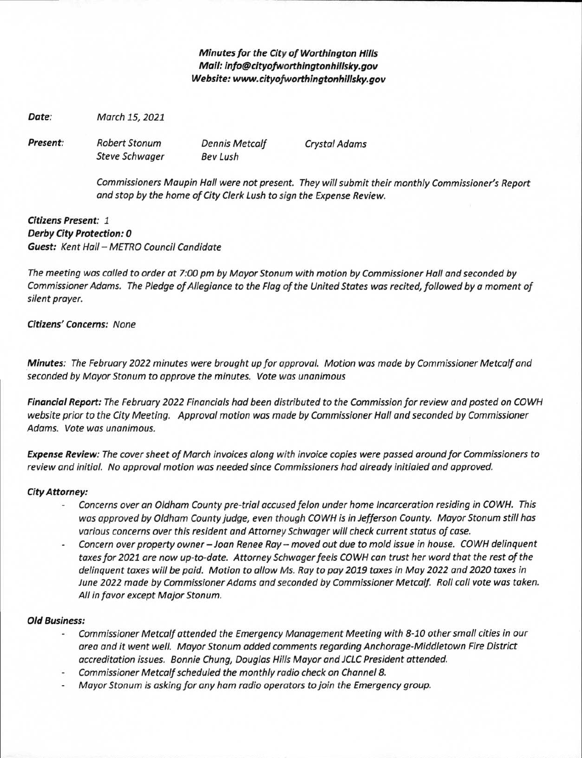***Minutes for the City of Worthington Hills***
***Mail: info@cityofworthingtonhillsky.gov***
***Website: www.cityofworthingtonhillsky.gov***

***Date:*** *March 15, 2021*

***Present:*** *Robert Stonum Dennis Metcalf Crystal Adams*
*Steve Schwager Bev Lush*

*Commissioners Maupin Hall were not present. They will submit their monthly Commissioner's Report and stop by the home of City Clerk Lush to sign the Expense Review.*

***Citizens Present:*** *1*
***Derby City Protection: 0***
***Guest:*** *Kent Hall – METRO Council Candidate*

*The meeting was called to order at 7:00 pm by Mayor Stonum with motion by Commissioner Hall and seconded by Commissioner Adams. The Pledge of Allegiance to the Flag of the United States was recited, followed by a moment of silent prayer.*

***Citizens' Concerns:*** *None*

***Minutes:*** *The February 2022 minutes were brought up for approval. Motion was made by Commissioner Metcalf and seconded by Mayor Stonum to approve the minutes. Vote was unanimous*

***Financial Report:*** *The February 2022 Financials had been distributed to the Commission for review and posted on COWH website prior to the City Meeting. Approval motion was made by Commissioner Hall and seconded by Commissioner Adams. Vote was unanimous.*

***Expense Review:*** *The cover sheet of March invoices along with invoice copies were passed around for Commissioners to review and initial. No approval motion was needed since Commissioners had already initialed and approved.*

***City Attorney:***

- *Concerns over an Oldham County pre-trial accused felon under home Incarceration residing in COWH. This was approved by Oldham County judge, even though COWH is in Jefferson County. Mayor Stonum still has various concerns over this resident and Attorney Schwager will check current status of case.*
- *Concern over property owner – Joan Renee Ray – moved out due to mold issue in house. COWH delinquent taxes for 2021 are now up-to-date. Attorney Schwager feels COWH can trust her word that the rest of the delinquent taxes will be paid. Motion to allow Ms. Ray to pay 2019 taxes in May 2022 and 2020 taxes in June 2022 made by Commissioner Adams and seconded by Commissioner Metcalf. Roll call vote was taken. All in favor except Major Stonum.*

***Old Business:***

- *Commissioner Metcalf attended the Emergency Management Meeting with 8-10 other small cities in our area and it went well. Mayor Stonum added comments regarding Anchorage-Middletown Fire District accreditation issues. Bonnie Chung, Douglas Hills Mayor and JCLC President attended.*
- *Commissioner Metcalf scheduled the monthly radio check on Channel 8.*
- *Mayor Stonum is asking for any ham radio operators to join the Emergency group.*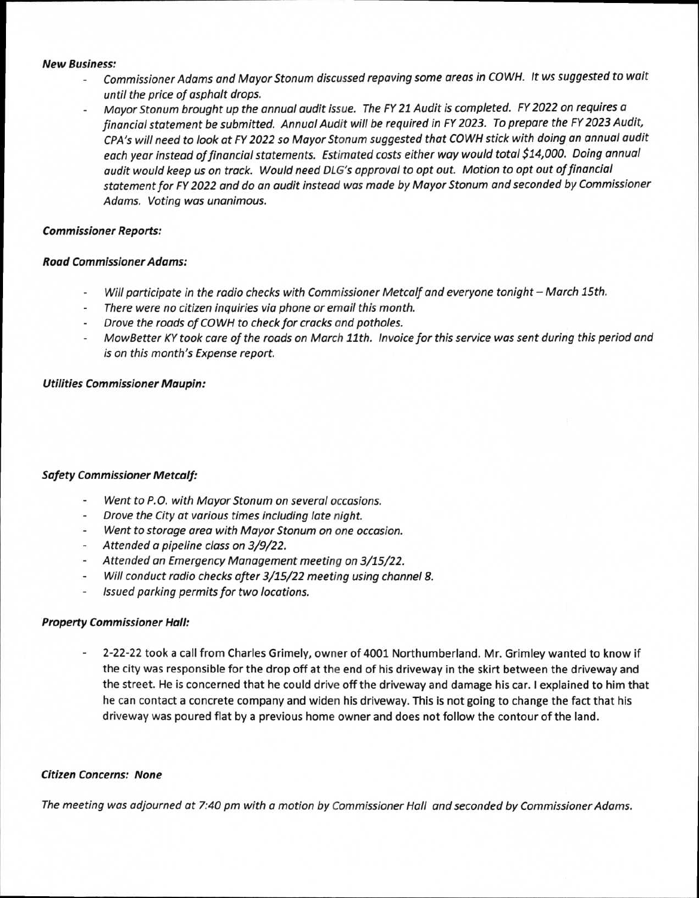***New Business:***

- *Commissioner Adams and Mayor Stonum discussed repaving some areas in COWH. It ws suggested to wait until the price of asphalt drops.*
- *Mayor Stonum brought up the annual audit issue. The FY 21 Audit is completed. FY 2022 on requires a financial statement be submitted. Annual Audit will be required in FY 2023. To prepare the FY 2023 Audit, CPA's will need to look at FY 2022 so Mayor Stonum suggested that COWH stick with doing an annual audit each year instead of financial statements. Estimated costs either way would total $14,000. Doing annual audit would keep us on track. Would need DLG's approval to opt out. Motion to opt out of financial statement for FY 2022 and do an audit instead was made by Mayor Stonum and seconded by Commissioner Adams. Voting was unanimous.*

***Commissioner Reports:***

***Road Commissioner Adams:***

- *Will participate in the radio checks with Commissioner Metcalf and everyone tonight – March 15th.*
- *There were no citizen inquiries via phone or email this month.*
- *Drove the roads of COWH to check for cracks and potholes.*
- *MowBetter KY took care of the roads on March 11th. Invoice for this service was sent during this period and is on this month's Expense report.*

***Utilities Commissioner Maupin:***

***Safety Commissioner Metcalf:***

- *Went to P.O. with Mayor Stonum on several occasions.*
- *Drove the City at various times including late night.*
- *Went to storage area with Mayor Stonum on one occasion.*
- *Attended a pipeline class on 3/9/22.*
- *Attended an Emergency Management meeting on 3/15/22.*
- *Will conduct radio checks after 3/15/22 meeting using channel 8.*
- *Issued parking permits for two locations.*

***Property Commissioner Hall:***

- 2-22-22 took a call from Charles Grimely, owner of 4001 Northumberland. Mr. Grimley wanted to know if the city was responsible for the drop off at the end of his driveway in the skirt between the driveway and the street. He is concerned that he could drive off the driveway and damage his car. I explained to him that he can contact a concrete company and widen his driveway. This is not going to change the fact that his driveway was poured flat by a previous home owner and does not follow the contour of the land.

***Citizen Concerns: None***

*The meeting was adjourned at 7:40 pm with a motion by Commissioner Hall and seconded by Commissioner Adams.*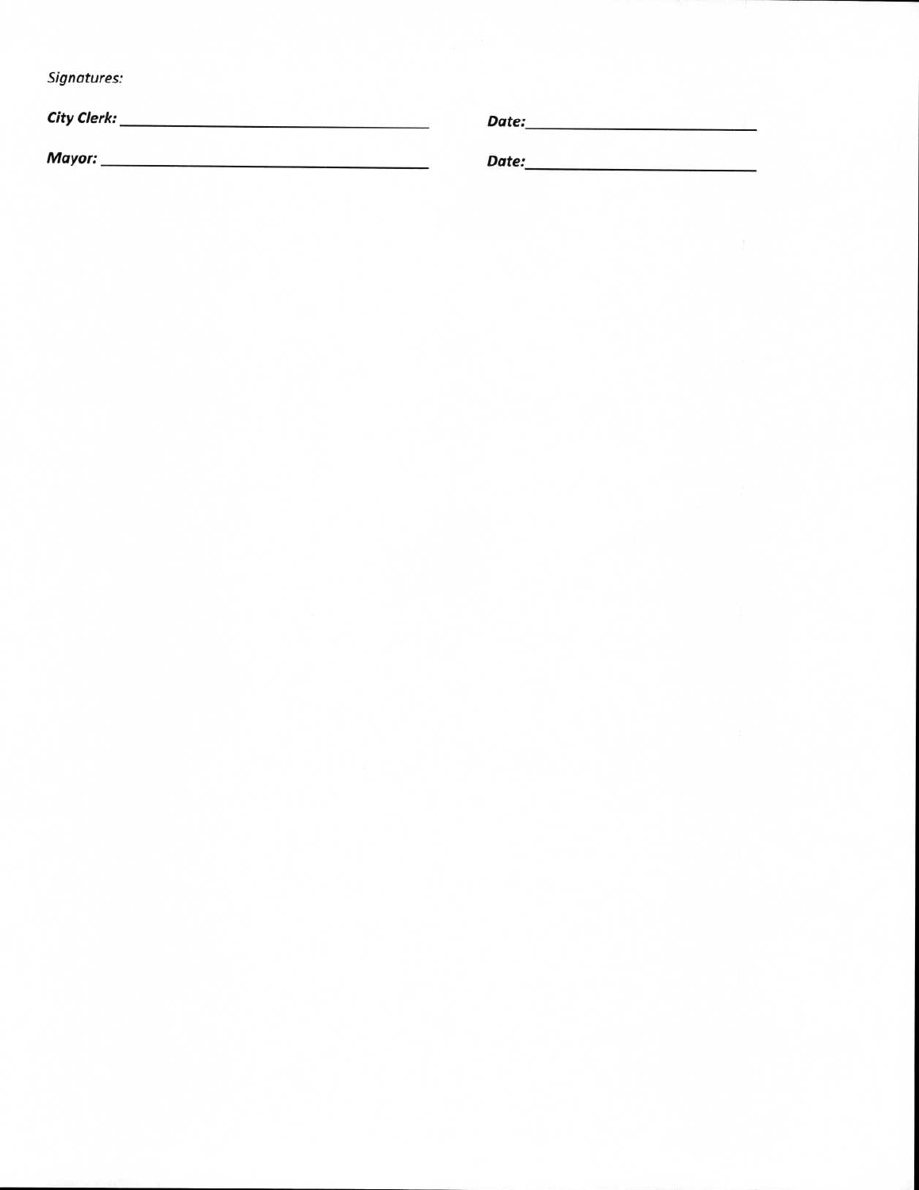*Signatures:*

***City Clerk:*** \_\_\_\_\_\_\_\_\_\_\_\_\_\_\_\_\_\_\_\_\_\_\_\_\_\_\_\_\_\_ ***Date:*** \_\_\_\_\_\_\_\_\_\_\_\_\_\_\_\_\_\_\_\_\_\_

***Mayor:*** \_\_\_\_\_\_\_\_\_\_\_\_\_\_\_\_\_\_\_\_\_\_\_\_\_\_\_\_\_\_\_\_ ***Date:*** \_\_\_\_\_\_\_\_\_\_\_\_\_\_\_\_\_\_\_\_\_\_